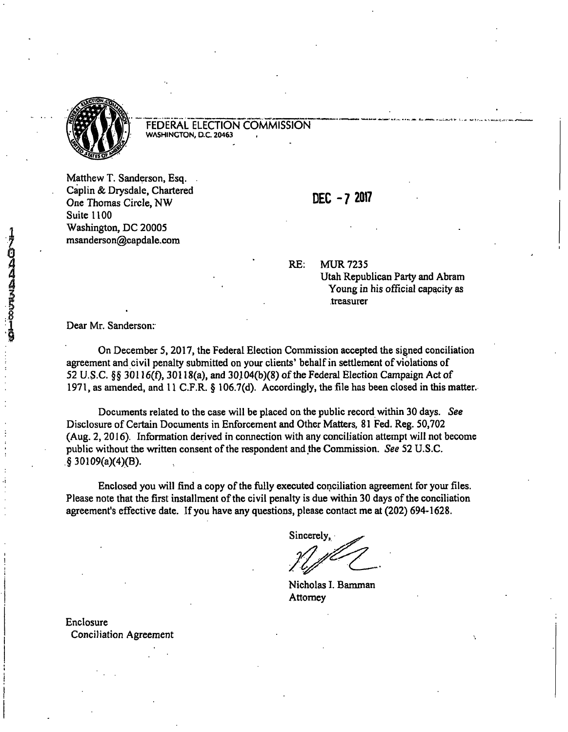FEDERAL ELECTION COMMISSION
WASHINGTON, D.C. 20463

Matthew T. Sanderson, Esq.
Caplin & Drysdale, Chartered
One Thomas Circle, NW
Suite 1100
Washington, DC 20005
msanderson@capdale.com

DEC - 7 2017

RE: MUR 7235
Utah Republican Party and Abram Young in his official capacity as treasurer

Dear Mr. Sanderson:

On December 5, 2017, the Federal Election Commission accepted the signed conciliation agreement and civil penalty submitted on your clients' behalf in settlement of violations of 52 U.S.C. §§ 30116(f), 30118(a), and 30104(b)(8) of the Federal Election Campaign Act of 1971, as amended, and 11 C.F.R. § 106.7(d). Accordingly, the file has been closed in this matter.

Documents related to the case will be placed on the public record within 30 days. *See* Disclosure of Certain Documents in Enforcement and Other Matters, 81 Fed. Reg. 50,702 (Aug. 2, 2016). Information derived in connection with any conciliation attempt will not become public without the written consent of the respondent and the Commission. *See* 52 U.S.C. § 30109(a)(4)(B).

Enclosed you will find a copy of the fully executed conciliation agreement for your files. Please note that the first installment of the civil penalty is due within 30 days of the conciliation agreement's effective date. If you have any questions, please contact me at (202) 694-1628.

Sincerely,

Nicholas I. Bamman
Attorney

Enclosure
Conciliation Agreement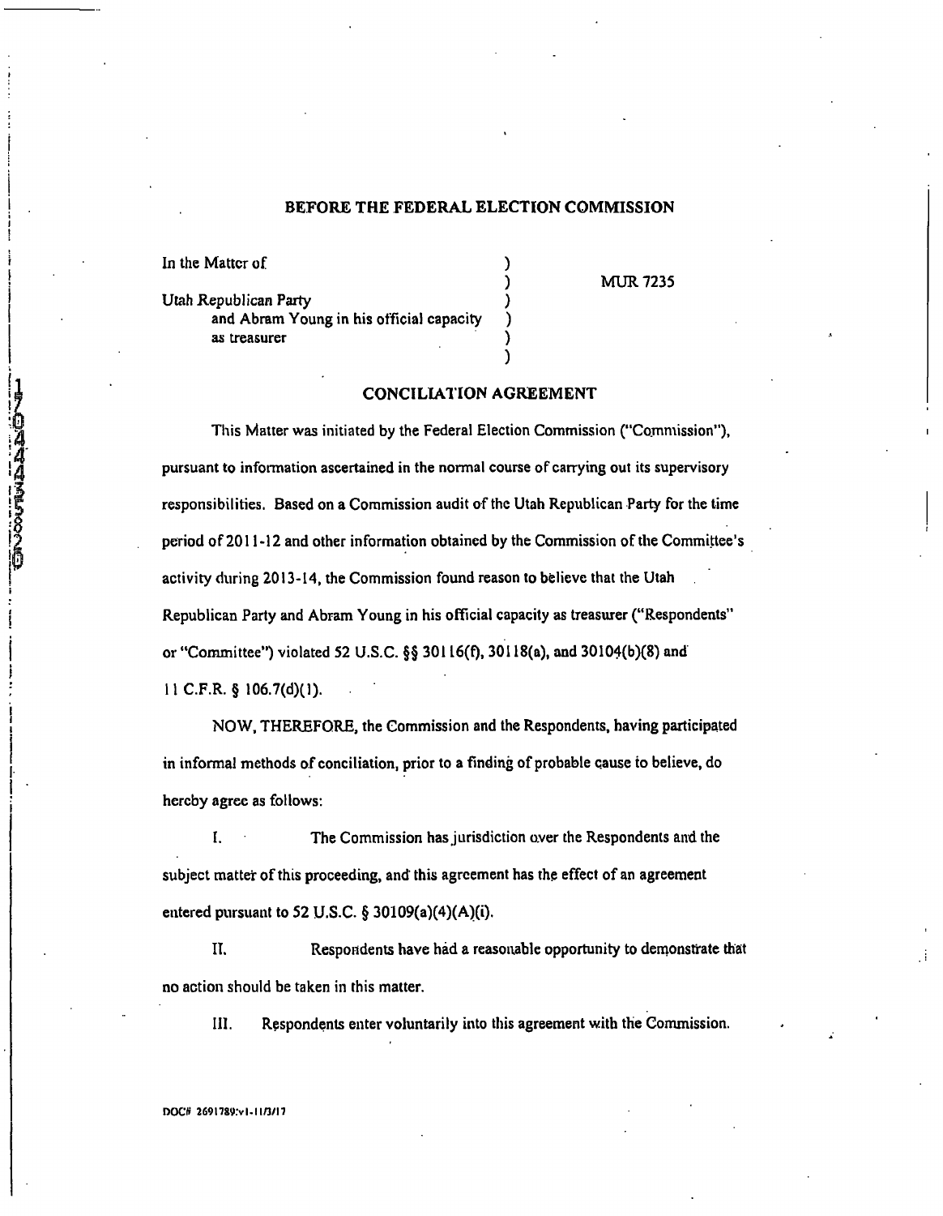**BEFORE THE FEDERAL ELECTION COMMISSION**

| | | |
|---|---|---|
| In the Matter of | ) | |
| | ) | MUR 7235 |
| Utah Republican Party | ) | |
| and Abram Young in his official capacity | ) | |
| as treasurer | ) | |
| | ) | |

**CONCILIATION AGREEMENT**

This Matter was initiated by the Federal Election Commission ("Commission"), pursuant to information ascertained in the normal course of carrying out its supervisory responsibilities. Based on a Commission audit of the Utah Republican Party for the time period of 2011-12 and other information obtained by the Commission of the Committee's activity during 2013-14, the Commission found reason to believe that the Utah Republican Party and Abram Young in his official capacity as treasurer ("Respondents" or "Committee") violated 52 U.S.C. §§ 30116(f), 30118(a), and 30104(b)(8) and 11 C.F.R. § 106.7(d)(1).

NOW, THEREFORE, the Commission and the Respondents, having participated in informal methods of conciliation, prior to a finding of probable cause to believe, do hereby agree as follows:

I. The Commission has jurisdiction over the Respondents and the subject matter of this proceeding, and this agreement has the effect of an agreement entered pursuant to 52 U.S.C. § 30109(a)(4)(A)(i).

II. Respondents have had a reasonable opportunity to demonstrate that no action should be taken in this matter.

III. Respondents enter voluntarily into this agreement with the Commission.

DOC# 2691789:v1-11/3/17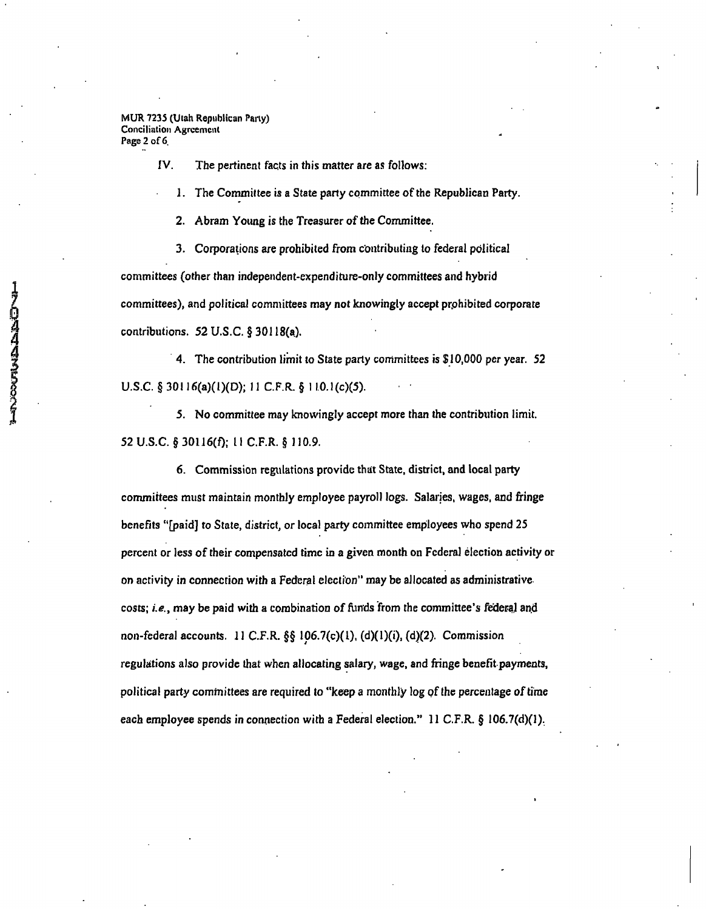IV. The pertinent facts in this matter are as follows:

1. The Committee is a State party committee of the Republican Party.

2. Abram Young is the Treasurer of the Committee.

3. Corporations are prohibited from contributing to federal political committees (other than independent-expenditure-only committees and hybrid committees), and political committees may not knowingly accept prohibited corporate contributions. 52 U.S.C. § 30118(a).

4. The contribution limit to State party committees is $10,000 per year. 52 U.S.C. § 30116(a)(1)(D); 11 C.F.R. § 110.1(c)(5).

5. No committee may knowingly accept more than the contribution limit. 52 U.S.C. § 30116(f); 11 C.F.R. § 110.9.

6. Commission regulations provide that State, district, and local party committees must maintain monthly employee payroll logs. Salaries, wages, and fringe benefits "[paid] to State, district, or local party committee employees who spend 25 percent or less of their compensated time in a given month on Federal election activity or on activity in connection with a Federal election" may be allocated as administrative costs; *i.e.*, may be paid with a combination of funds from the committee's federal and non-federal accounts. 11 C.F.R. §§ 106.7(c)(1), (d)(1)(i), (d)(2). Commission regulations also provide that when allocating salary, wage, and fringe benefit payments, political party committees are required to "keep a monthly log of the percentage of time each employee spends in connection with a Federal election." 11 C.F.R. § 106.7(d)(1).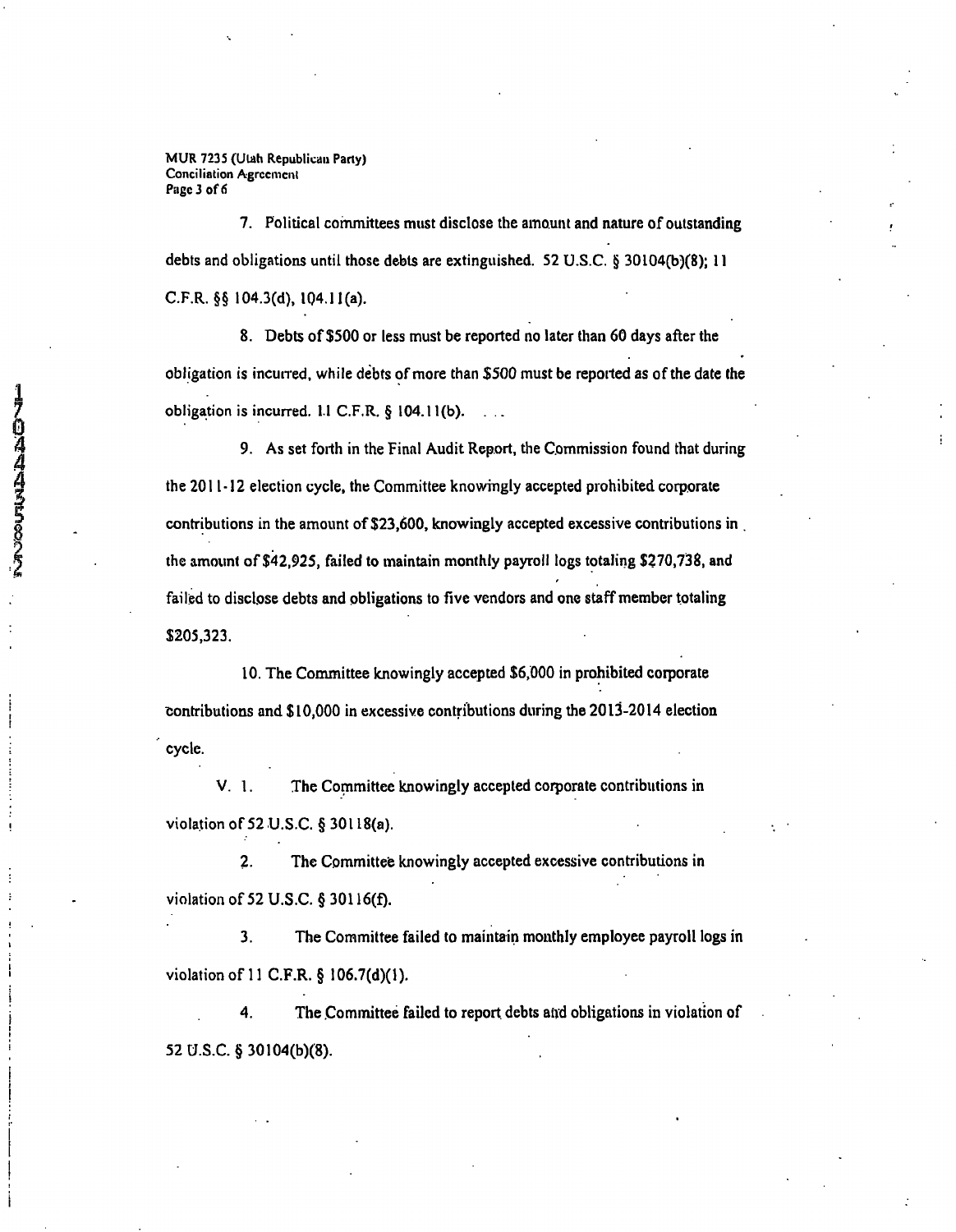7. Political committees must disclose the amount and nature of outstanding debts and obligations until those debts are extinguished. 52 U.S.C. § 30104(b)(8); 11 C.F.R. §§ 104.3(d), 104.11(a).

8. Debts of $500 or less must be reported no later than 60 days after the obligation is incurred, while debts of more than $500 must be reported as of the date the obligation is incurred. 11 C.F.R. § 104.11(b).

9. As set forth in the Final Audit Report, the Commission found that during the 2011-12 election cycle, the Committee knowingly accepted prohibited corporate contributions in the amount of $23,600, knowingly accepted excessive contributions in the amount of $42,925, failed to maintain monthly payroll logs totaling $270,738, and failed to disclose debts and obligations to five vendors and one staff member totaling $205,323.

10. The Committee knowingly accepted $6,000 in prohibited corporate contributions and $10,000 in excessive contributions during the 2013-2014 election cycle.

V. 1. The Committee knowingly accepted corporate contributions in violation of 52 U.S.C. § 30118(a).

2. The Committee knowingly accepted excessive contributions in violation of 52 U.S.C. § 30116(f).

3. The Committee failed to maintain monthly employee payroll logs in violation of 11 C.F.R. § 106.7(d)(1).

4. The Committee failed to report debts and obligations in violation of 52 U.S.C. § 30104(b)(8).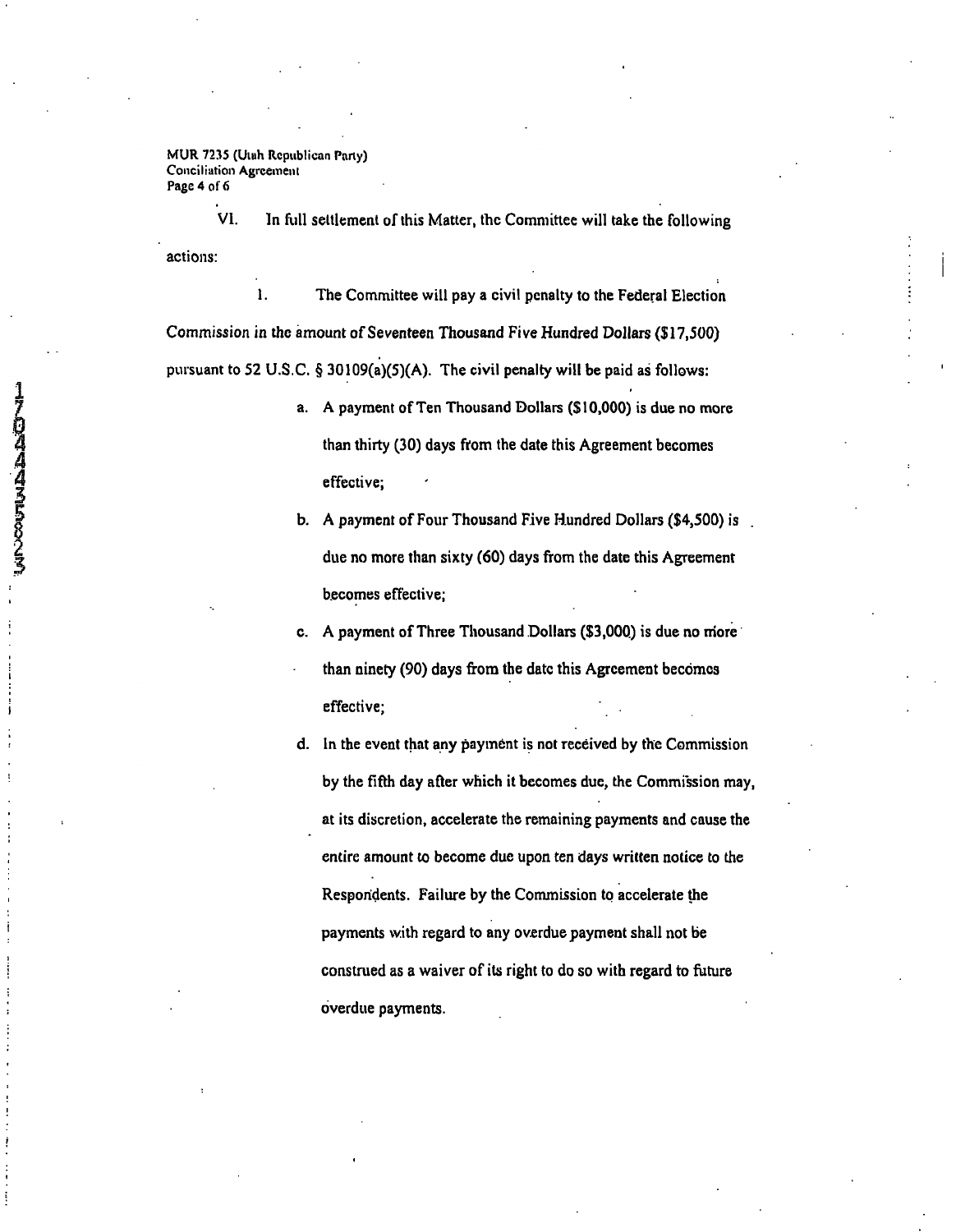VI. In full settlement of this Matter, the Committee will take the following actions:

1. The Committee will pay a civil penalty to the Federal Election Commission in the amount of Seventeen Thousand Five Hundred Dollars ($17,500) pursuant to 52 U.S.C. § 30109(a)(5)(A). The civil penalty will be paid as follows:

   a. A payment of Ten Thousand Dollars ($10,000) is due no more than thirty (30) days from the date this Agreement becomes effective;

   b. A payment of Four Thousand Five Hundred Dollars ($4,500) is due no more than sixty (60) days from the date this Agreement becomes effective;

   c. A payment of Three Thousand Dollars ($3,000) is due no more than ninety (90) days from the date this Agreement becomes effective;

   d. In the event that any payment is not received by the Commission by the fifth day after which it becomes due, the Commission may, at its discretion, accelerate the remaining payments and cause the entire amount to become due upon ten days written notice to the Respondents. Failure by the Commission to accelerate the payments with regard to any overdue payment shall not be construed as a waiver of its right to do so with regard to future overdue payments.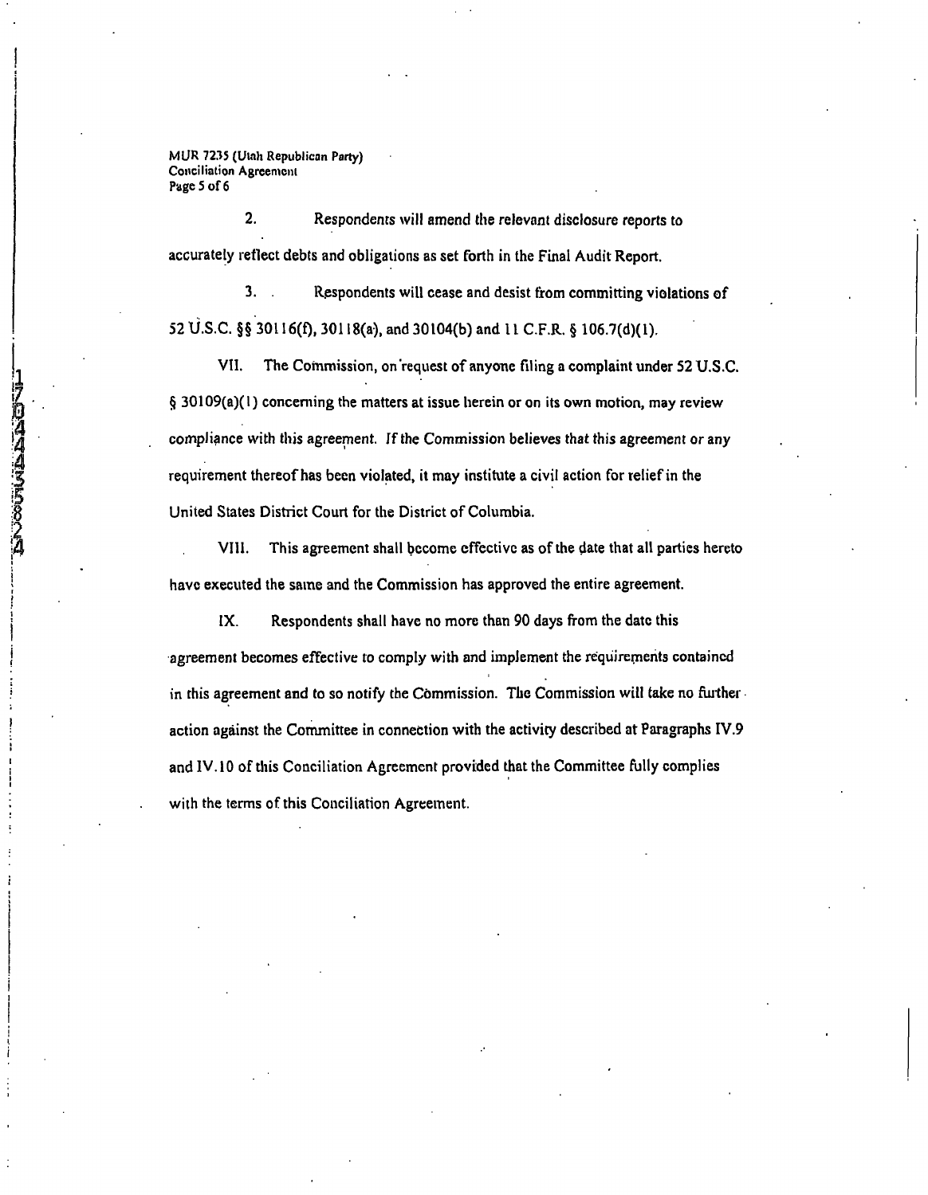2. Respondents will amend the relevant disclosure reports to accurately reflect debts and obligations as set forth in the Final Audit Report.

3. Respondents will cease and desist from committing violations of 52 U.S.C. §§ 30116(f), 30118(a), and 30104(b) and 11 C.F.R. § 106.7(d)(1).

VII. The Commission, on request of anyone filing a complaint under 52 U.S.C. § 30109(a)(1) concerning the matters at issue herein or on its own motion, may review compliance with this agreement. If the Commission believes that this agreement or any requirement thereof has been violated, it may institute a civil action for relief in the United States District Court for the District of Columbia.

VIII. This agreement shall become effective as of the date that all parties hereto have executed the same and the Commission has approved the entire agreement.

IX. Respondents shall have no more than 90 days from the date this agreement becomes effective to comply with and implement the requirements contained in this agreement and to so notify the Commission. The Commission will take no further action against the Committee in connection with the activity described at Paragraphs IV.9 and IV.10 of this Conciliation Agreement provided that the Committee fully complies with the terms of this Conciliation Agreement.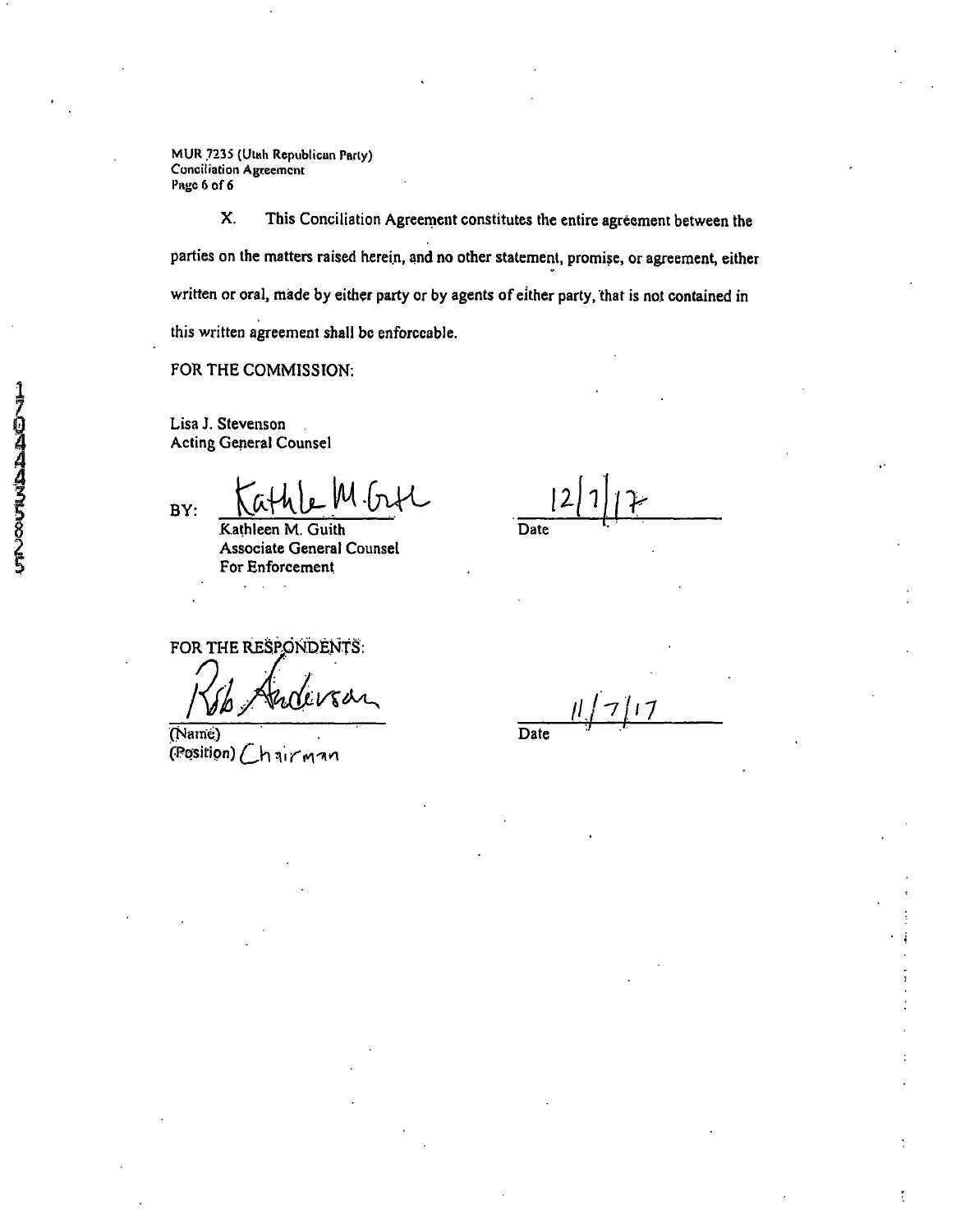MUR 7235 (Utah Republican Party)
Conciliation Agreement

X. This Conciliation Agreement constitutes the entire agreement between the parties on the matters raised herein, and no other statement, promise, or agreement, either written or oral, made by either party or by agents of either party, that is not contained in this written agreement shall be enforceable.

FOR THE COMMISSION:

Lisa J. Stevenson
Acting General Counsel

BY: Kathleen M. Guith
Kathleen M. Guith
Associate General Counsel
For Enforcement

12/7/17
Date

FOR THE RESPONDENTS:

Rob Anderson
(Name)
(Position) Chairman

11/7/17
Date